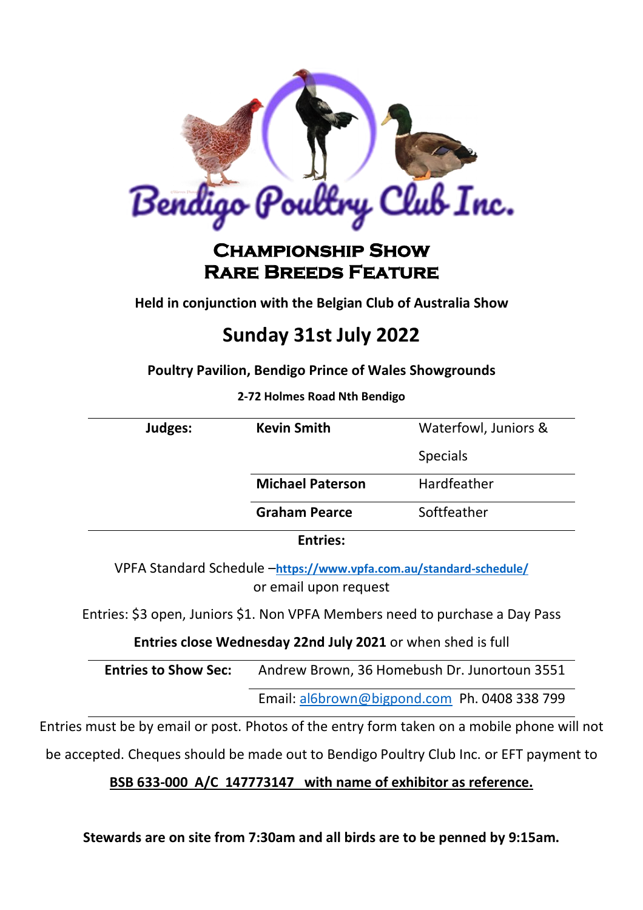# Bendigo Poultry Club Inc.

## Championship Show
## Rare Breeds Feature

**Held in conjunction with the Belgian Club of Australia Show**

# Sunday 31st July 2022

**Poultry Pavilion, Bendigo Prince of Wales Showgrounds**

**2-72 Holmes Road Nth Bendigo**

| Judges: | | |
|---|---|---|
| | **Kevin Smith** | Waterfowl, Juniors & Specials |
| | **Michael Paterson** | Hardfeather |
| | **Graham Pearce** | Softfeather |

**Entries:**

VPFA Standard Schedule –**https://www.vpfa.com.au/standard-schedule/** or email upon request

Entries: $3 open, Juniors $1. Non VPFA Members need to purchase a Day Pass

**Entries close Wednesday 22nd July 2021** or when shed is full

| **Entries to Show Sec:** | Andrew Brown, 36 Homebush Dr. Junortoun 3551 |
|---|---|
| | Email: al6brown@bigpond.com Ph. 0408 338 799 |

Entries must be by email or post. Photos of the entry form taken on a mobile phone will not be accepted. Cheques should be made out to Bendigo Poultry Club Inc. or EFT payment to

**BSB 633-000 A/C 147773147 with name of exhibitor as reference.**

**Stewards are on site from 7:30am and all birds are to be penned by 9:15am.**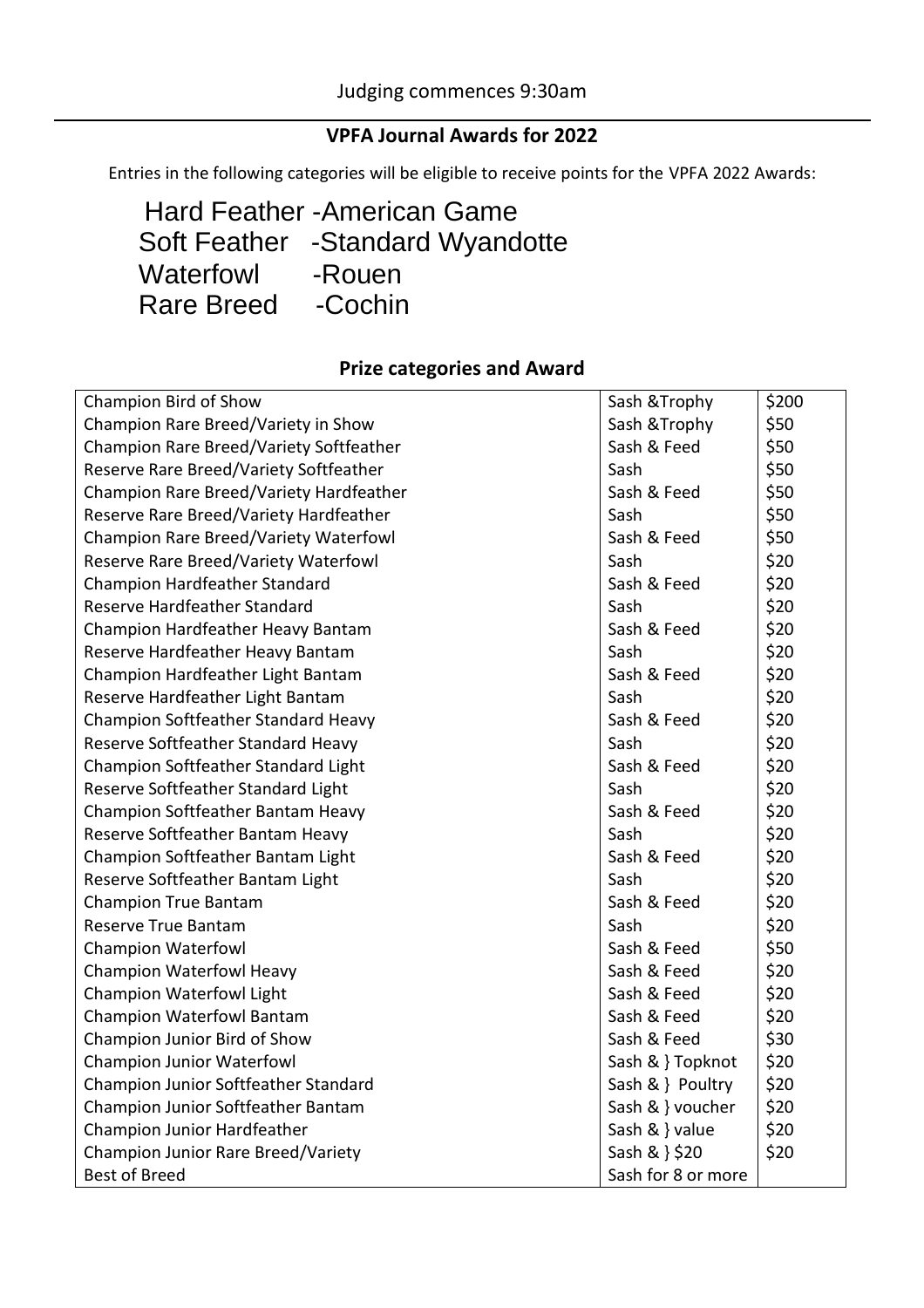Judging commences 9:30am

## VPFA Journal Awards for 2022

Entries in the following categories will be eligible to receive points for the VPFA 2022 Awards:

Hard Feather -American Game
Soft Feather -Standard Wyandotte
Waterfowl -Rouen
Rare Breed -Cochin

## Prize categories and Award

| | | |
|---|---|---|
| Champion Bird of Show | Sash &Trophy | $200 |
| Champion Rare Breed/Variety in Show | Sash &Trophy | $50 |
| Champion Rare Breed/Variety Softfeather | Sash & Feed | $50 |
| Reserve Rare Breed/Variety Softfeather | Sash | $50 |
| Champion Rare Breed/Variety Hardfeather | Sash & Feed | $50 |
| Reserve Rare Breed/Variety Hardfeather | Sash | $50 |
| Champion Rare Breed/Variety Waterfowl | Sash & Feed | $50 |
| Reserve Rare Breed/Variety Waterfowl | Sash | $20 |
| Champion Hardfeather Standard | Sash & Feed | $20 |
| Reserve Hardfeather Standard | Sash | $20 |
| Champion Hardfeather Heavy Bantam | Sash & Feed | $20 |
| Reserve Hardfeather Heavy Bantam | Sash | $20 |
| Champion Hardfeather Light Bantam | Sash & Feed | $20 |
| Reserve Hardfeather Light Bantam | Sash | $20 |
| Champion Softfeather Standard Heavy | Sash & Feed | $20 |
| Reserve Softfeather Standard Heavy | Sash | $20 |
| Champion Softfeather Standard Light | Sash & Feed | $20 |
| Reserve Softfeather Standard Light | Sash | $20 |
| Champion Softfeather Bantam Heavy | Sash & Feed | $20 |
| Reserve Softfeather Bantam Heavy | Sash | $20 |
| Champion Softfeather Bantam Light | Sash & Feed | $20 |
| Reserve Softfeather Bantam Light | Sash | $20 |
| Champion True Bantam | Sash & Feed | $20 |
| Reserve True Bantam | Sash | $20 |
| Champion Waterfowl | Sash & Feed | $50 |
| Champion Waterfowl Heavy | Sash & Feed | $20 |
| Champion Waterfowl Light | Sash & Feed | $20 |
| Champion Waterfowl Bantam | Sash & Feed | $20 |
| Champion Junior Bird of Show | Sash & Feed | $30 |
| Champion Junior Waterfowl | Sash & } Topknot | $20 |
| Champion Junior Softfeather Standard | Sash & } Poultry | $20 |
| Champion Junior Softfeather Bantam | Sash & } voucher | $20 |
| Champion Junior Hardfeather | Sash & } value | $20 |
| Champion Junior Rare Breed/Variety | Sash & } $20 | $20 |
| Best of Breed | Sash for 8 or more | |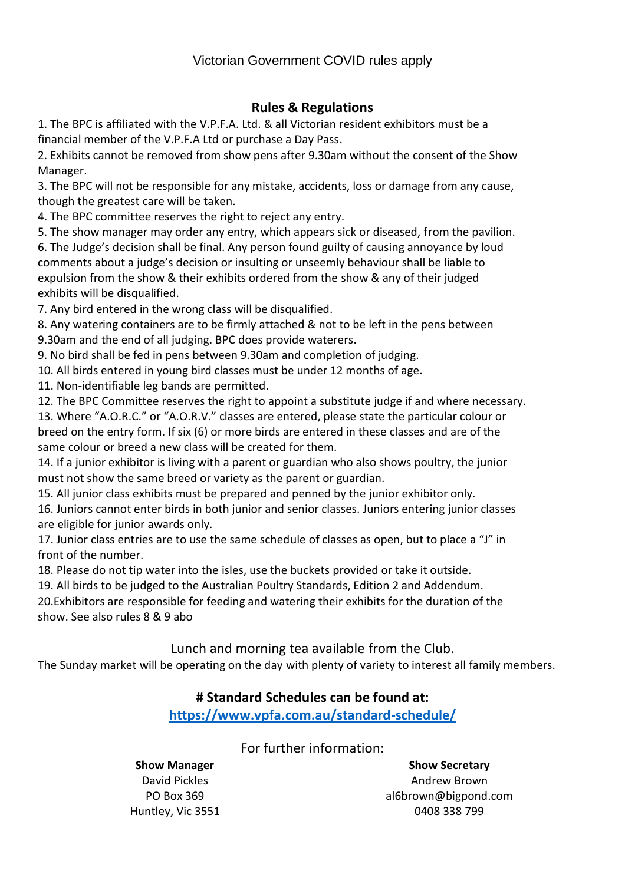Victorian Government COVID rules apply

## Rules & Regulations

1. The BPC is affiliated with the V.P.F.A. Ltd. & all Victorian resident exhibitors must be a financial member of the V.P.F.A Ltd or purchase a Day Pass.
2. Exhibits cannot be removed from show pens after 9.30am without the consent of the Show Manager.
3. The BPC will not be responsible for any mistake, accidents, loss or damage from any cause, though the greatest care will be taken.
4. The BPC committee reserves the right to reject any entry.
5. The show manager may order any entry, which appears sick or diseased, from the pavilion.
6. The Judge's decision shall be final. Any person found guilty of causing annoyance by loud comments about a judge's decision or insulting or unseemly behaviour shall be liable to expulsion from the show & their exhibits ordered from the show & any of their judged exhibits will be disqualified.
7. Any bird entered in the wrong class will be disqualified.
8. Any watering containers are to be firmly attached & not to be left in the pens between 9.30am and the end of all judging. BPC does provide waterers.
9. No bird shall be fed in pens between 9.30am and completion of judging.
10. All birds entered in young bird classes must be under 12 months of age.
11. Non-identifiable leg bands are permitted.
12. The BPC Committee reserves the right to appoint a substitute judge if and where necessary.
13. Where "A.O.R.C." or "A.O.R.V." classes are entered, please state the particular colour or breed on the entry form. If six (6) or more birds are entered in these classes and are of the same colour or breed a new class will be created for them.
14. If a junior exhibitor is living with a parent or guardian who also shows poultry, the junior must not show the same breed or variety as the parent or guardian.
15. All junior class exhibits must be prepared and penned by the junior exhibitor only.
16. Juniors cannot enter birds in both junior and senior classes. Juniors entering junior classes are eligible for junior awards only.
17. Junior class entries are to use the same schedule of classes as open, but to place a "J" in front of the number.
18. Please do not tip water into the isles, use the buckets provided or take it outside.
19. All birds to be judged to the Australian Poultry Standards, Edition 2 and Addendum.
20. Exhibitors are responsible for feeding and watering their exhibits for the duration of the show. See also rules 8 & 9 abo

Lunch and morning tea available from the Club.

The Sunday market will be operating on the day with plenty of variety to interest all family members.

**# Standard Schedules can be found at:**

**[https://www.vpfa.com.au/standard-schedule/](https://www.vpfa.com.au/standard-schedule/)**

For further information:

**Show Manager**
David Pickles
PO Box 369
Huntley, Vic 3551

**Show Secretary**
Andrew Brown
al6brown@bigpond.com
0408 338 799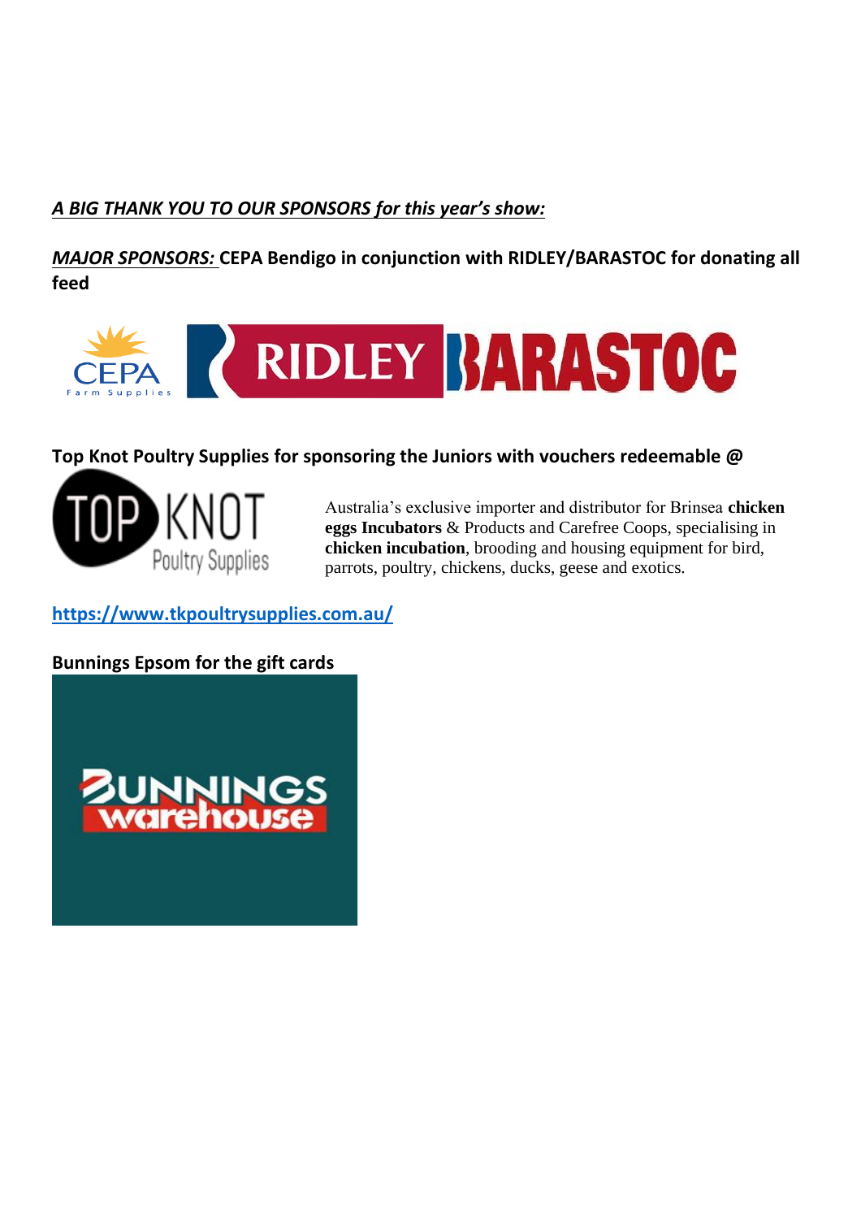***A BIG THANK YOU TO OUR SPONSORS for this year's show:***

***MAJOR SPONSORS:*** **CEPA Bendigo in conjunction with RIDLEY/BARASTOC for donating all feed**

**Top Knot Poultry Supplies for sponsoring the Juniors with vouchers redeemable @**

Australia's exclusive importer and distributor for Brinsea **chicken eggs Incubators** & Products and Carefree Coops, specialising in **chicken incubation**, brooding and housing equipment for bird, parrots, poultry, chickens, ducks, geese and exotics.

**https://www.tkpoultrysupplies.com.au/**

**Bunnings Epsom for the gift cards**